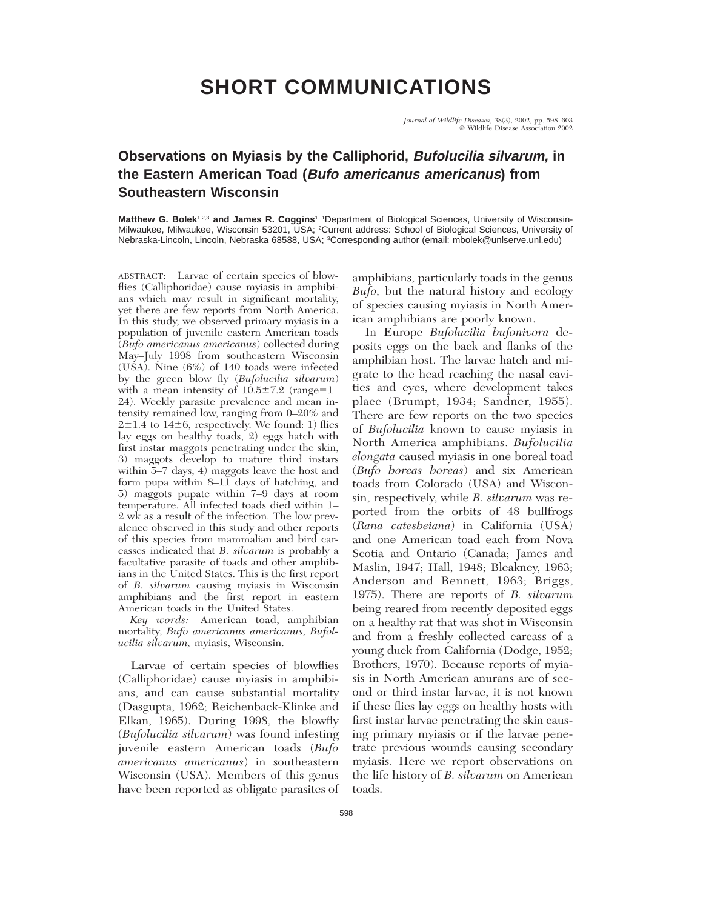# SHORT COMMUNICATIONS

## Observations on Myiasis by the Calliphorid, *Bufolucilia silvarum,* in the Eastern American Toad (*Bufo americanus americanus*) from Southeastern Wisconsin

**Matthew G. Bolek**[1,2,3] **and James R. Coggins**[1] [1]Department of Biological Sciences, University of Wisconsin-Milwaukee, Milwaukee, Wisconsin 53201, USA; [2]Current address: School of Biological Sciences, University of Nebraska-Lincoln, Lincoln, Nebraska 68588, USA; [3]Corresponding author (email: mbolek@unlserve.unl.edu)

ABSTRACT: Larvae of certain species of blowflies (Calliphoridae) cause myiasis in amphibians which may result in significant mortality, yet there are few reports from North America. In this study, we observed primary myiasis in a population of juvenile eastern American toads (*Bufo americanus americanus*) collected during May–July 1998 from southeastern Wisconsin (USA). Nine (6%) of 140 toads were infected by the green blow fly (*Bufolucilia silvarum*) with a mean intensity of 10.5±7.2 (range=1–24). Weekly parasite prevalence and mean intensity remained low, ranging from 0–20% and 2±1.4 to 14±6, respectively. We found: 1) flies lay eggs on healthy toads, 2) eggs hatch with first instar maggots penetrating under the skin, 3) maggots develop to mature third instars within 5–7 days, 4) maggots leave the host and form pupa within 8–11 days of hatching, and 5) maggots pupate within 7–9 days at room temperature. All infected toads died within 1–2 wk as a result of the infection. The low prevalence observed in this study and other reports of this species from mammalian and bird carcasses indicated that *B. silvarum* is probably a facultative parasite of toads and other amphibians in the United States. This is the first report of *B. silvarum* causing myiasis in Wisconsin amphibians and the first report in eastern American toads in the United States.

*Key words:* American toad, amphibian mortality, *Bufo americanus americanus, Bufolucilia silvarum,* myiasis, Wisconsin.

Larvae of certain species of blowflies (Calliphoridae) cause myiasis in amphibians, and can cause substantial mortality (Dasgupta, 1962; Reichenback-Klinke and Elkan, 1965). During 1998, the blowfly (*Bufolucilia silvarum*) was found infesting juvenile eastern American toads (*Bufo americanus americanus*) in southeastern Wisconsin (USA). Members of this genus have been reported as obligate parasites of amphibians, particularly toads in the genus *Bufo,* but the natural history and ecology of species causing myiasis in North American amphibians are poorly known.

In Europe *Bufolucilia bufonivora* deposits eggs on the back and flanks of the amphibian host. The larvae hatch and migrate to the head reaching the nasal cavities and eyes, where development takes place (Brumpt, 1934; Sandner, 1955). There are few reports on the two species of *Bufolucilia* known to cause myiasis in North America amphibians. *Bufolucilia elongata* caused myiasis in one boreal toad (*Bufo boreas boreas*) and six American toads from Colorado (USA) and Wisconsin, respectively, while *B. silvarum* was reported from the orbits of 48 bullfrogs (*Rana catesbeiana*) in California (USA) and one American toad each from Nova Scotia and Ontario (Canada; James and Maslin, 1947; Hall, 1948; Bleakney, 1963; Anderson and Bennett, 1963; Briggs, 1975). There are reports of *B. silvarum* being reared from recently deposited eggs on a healthy rat that was shot in Wisconsin and from a freshly collected carcass of a young duck from California (Dodge, 1952; Brothers, 1970). Because reports of myiasis in North American anurans are of second or third instar larvae, it is not known if these flies lay eggs on healthy hosts with first instar larvae penetrating the skin causing primary myiasis or if the larvae penetrate previous wounds causing secondary myiasis. Here we report observations on the life history of *B. silvarum* on American toads.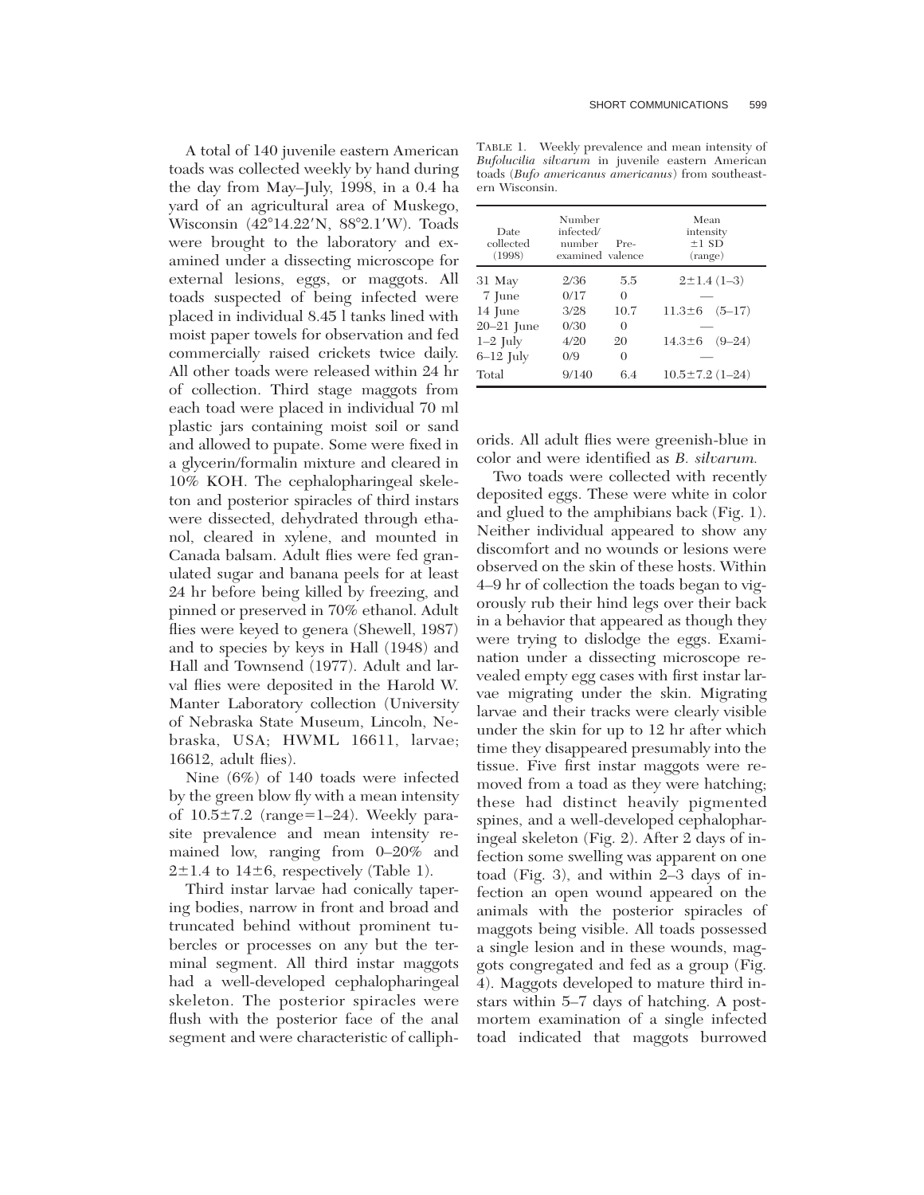A total of 140 juvenile eastern American toads was collected weekly by hand during the day from May–July, 1998, in a 0.4 ha yard of an agricultural area of Muskego, Wisconsin (42°14.22′N, 88°2.1′W). Toads were brought to the laboratory and examined under a dissecting microscope for external lesions, eggs, or maggots. All toads suspected of being infected were placed in individual 8.45 l tanks lined with moist paper towels for observation and fed commercially raised crickets twice daily. All other toads were released within 24 hr of collection. Third stage maggots from each toad were placed in individual 70 ml plastic jars containing moist soil or sand and allowed to pupate. Some were fixed in a glycerin/formalin mixture and cleared in 10% KOH. The cephalopharingeal skeleton and posterior spiracles of third instars were dissected, dehydrated through ethanol, cleared in xylene, and mounted in Canada balsam. Adult flies were fed granulated sugar and banana peels for at least 24 hr before being killed by freezing, and pinned or preserved in 70% ethanol. Adult flies were keyed to genera (Shewell, 1987) and to species by keys in Hall (1948) and Hall and Townsend (1977). Adult and larval flies were deposited in the Harold W. Manter Laboratory collection (University of Nebraska State Museum, Lincoln, Nebraska, USA; HWML 16611, larvae; 16612, adult flies).

Nine (6%) of 140 toads were infected by the green blow fly with a mean intensity of 10.5±7.2 (range=1–24). Weekly parasite prevalence and mean intensity remained low, ranging from 0–20% and 2±1.4 to 14±6, respectively (Table 1).

Third instar larvae had conically tapering bodies, narrow in front and broad and truncated behind without prominent tubercles or processes on any but the terminal segment. All third instar maggots had a well-developed cephalopharingeal skeleton. The posterior spiracles were flush with the posterior face of the anal segment and were characteristic of calliphorids. All adult flies were greenish-blue in color and were identified as *B. silvarum.*

TABLE 1. Weekly prevalence and mean intensity of *Bufolucilia silvarum* in juvenile eastern American toads (*Bufo americanus americanus*) from southeastern Wisconsin.

| Date collected (1998) | Number infected/ number examined | Prevalence | Mean intensity ±1 SD (range) |
|---|---|---|---|
| 31 May | 2/36 | 5.5 | 2±1.4 (1–3) |
| 7 June | 0/17 | 0 | — |
| 14 June | 3/28 | 10.7 | 11.3±6 (5–17) |
| 20–21 June | 0/30 | 0 | — |
| 1–2 July | 4/20 | 20 | 14.3±6 (9–24) |
| 6–12 July | 0/9 | 0 | — |
| Total | 9/140 | 6.4 | 10.5±7.2 (1–24) |

Two toads were collected with recently deposited eggs. These were white in color and glued to the amphibians back (Fig. 1). Neither individual appeared to show any discomfort and no wounds or lesions were observed on the skin of these hosts. Within 4–9 hr of collection the toads began to vigorously rub their hind legs over their back in a behavior that appeared as though they were trying to dislodge the eggs. Examination under a dissecting microscope revealed empty egg cases with first instar larvae migrating under the skin. Migrating larvae and their tracks were clearly visible under the skin for up to 12 hr after which time they disappeared presumably into the tissue. Five first instar maggots were removed from a toad as they were hatching; these had distinct heavily pigmented spines, and a well-developed cephalopharingeal skeleton (Fig. 2). After 2 days of infection some swelling was apparent on one toad (Fig. 3), and within 2–3 days of infection an open wound appeared on the animals with the posterior spiracles of maggots being visible. All toads possessed a single lesion and in these wounds, maggots congregated and fed as a group (Fig. 4). Maggots developed to mature third instars within 5–7 days of hatching. A postmortem examination of a single infected toad indicated that maggots burrowed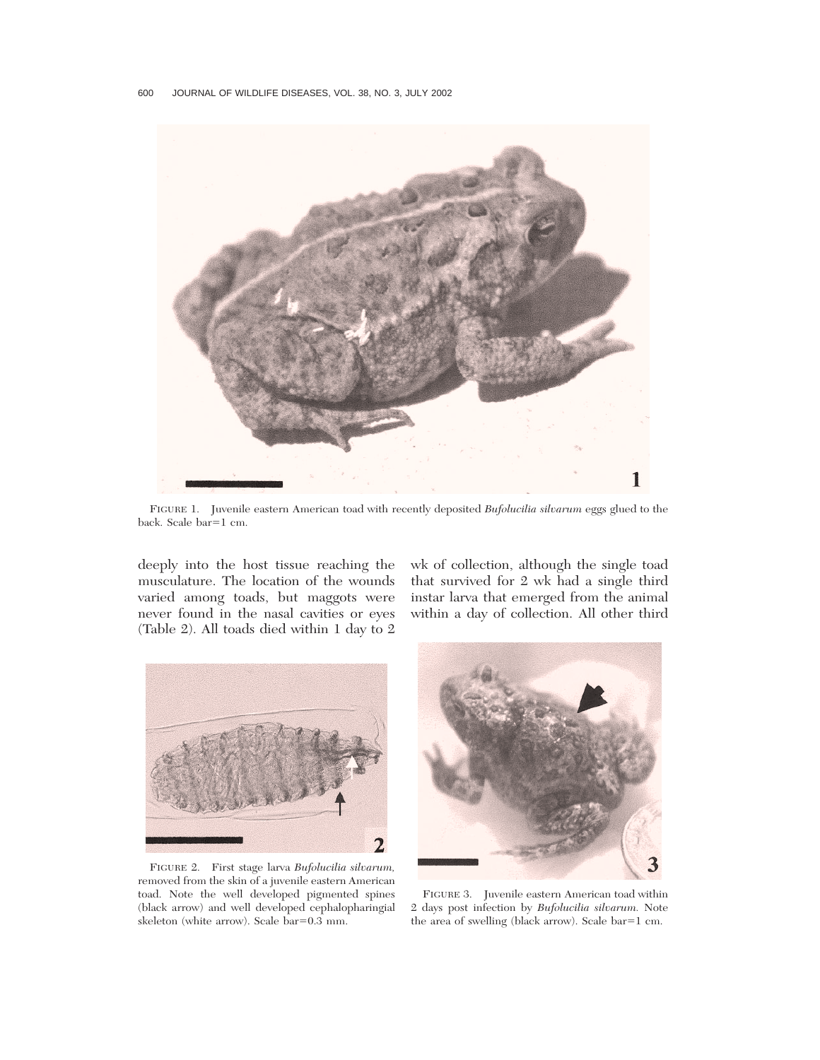FIGURE 1. Juvenile eastern American toad with recently deposited *Bufolucilia silvarum* eggs glued to the back. Scale bar=1 cm.

deeply into the host tissue reaching the musculature. The location of the wounds varied among toads, but maggots were never found in the nasal cavities or eyes (Table 2). All toads died within 1 day to 2 wk of collection, although the single toad that survived for 2 wk had a single third instar larva that emerged from the animal within a day of collection. All other third

FIGURE 2. First stage larva *Bufolucilia silvarum*, removed from the skin of a juvenile eastern American toad. Note the well developed pigmented spines (black arrow) and well developed cephalopharingial skeleton (white arrow). Scale bar=0.3 mm.

FIGURE 3. Juvenile eastern American toad within 2 days post infection by *Bufolucilia silvarum*. Note the area of swelling (black arrow). Scale bar=1 cm.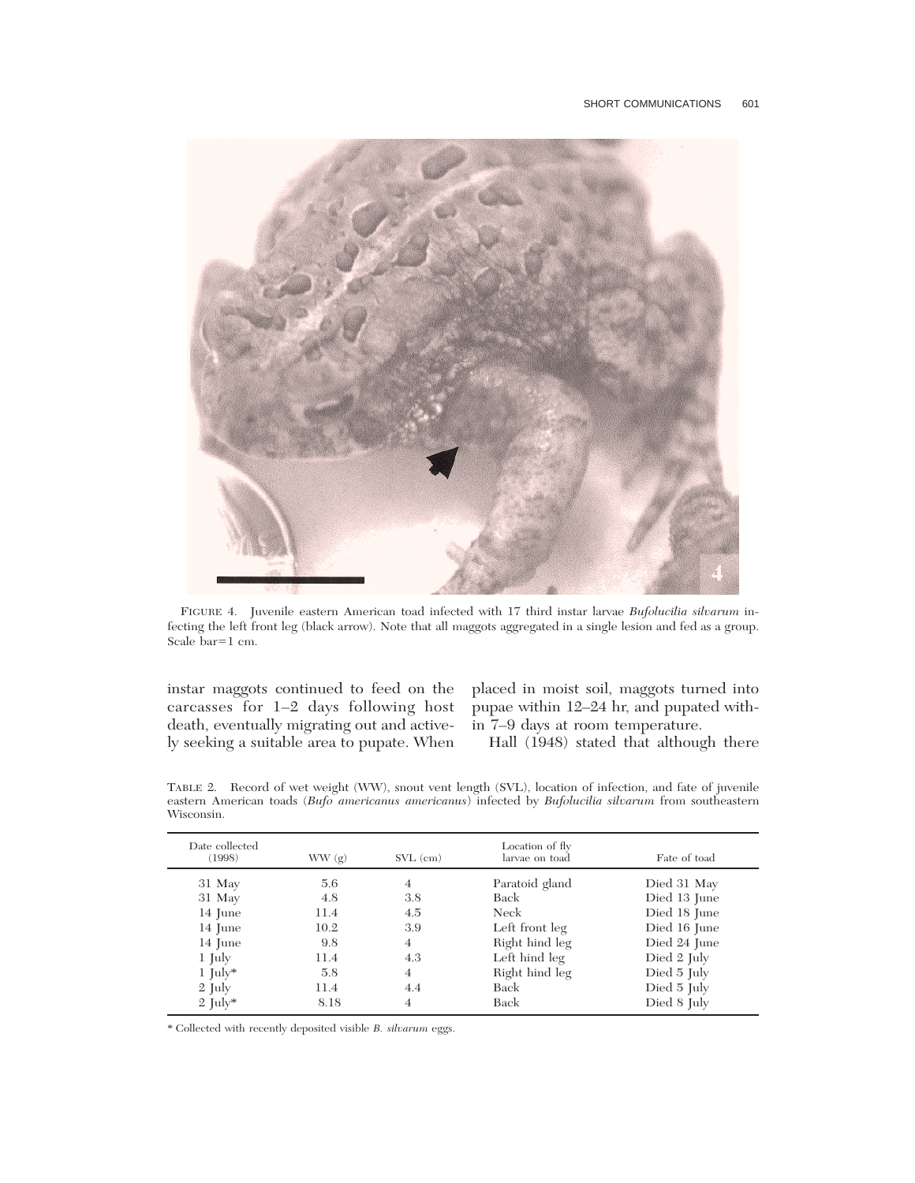FIGURE 4. Juvenile eastern American toad infected with 17 third instar larvae *Bufolucilia silvarum* infecting the left front leg (black arrow). Note that all maggots aggregated in a single lesion and fed as a group. Scale bar=1 cm.

instar maggots continued to feed on the carcasses for 1–2 days following host death, eventually migrating out and actively seeking a suitable area to pupate. When placed in moist soil, maggots turned into pupae within 12–24 hr, and pupated within 7–9 days at room temperature.

Hall (1948) stated that although there

TABLE 2. Record of wet weight (WW), snout vent length (SVL), location of infection, and fate of juvenile eastern American toads (*Bufo americanus americanus*) infected by *Bufolucilia silvarum* from southeastern Wisconsin.

| Date collected (1998) | WW (g) | SVL (cm) | Location of fly larvae on toad | Fate of toad |
|---|---|---|---|---|
| 31 May | 5.6 | 4 | Paratoid gland | Died 31 May |
| 31 May | 4.8 | 3.8 | Back | Died 13 June |
| 14 June | 11.4 | 4.5 | Neck | Died 18 June |
| 14 June | 10.2 | 3.9 | Left front leg | Died 16 June |
| 14 June | 9.8 | 4 | Right hind leg | Died 24 June |
| 1 July | 11.4 | 4.3 | Left hind leg | Died 2 July |
| 1 July* | 5.8 | 4 | Right hind leg | Died 5 July |
| 2 July | 11.4 | 4.4 | Back | Died 5 July |
| 2 July* | 8.18 | 4 | Back | Died 8 July |

* Collected with recently deposited visible *B. silvarum* eggs.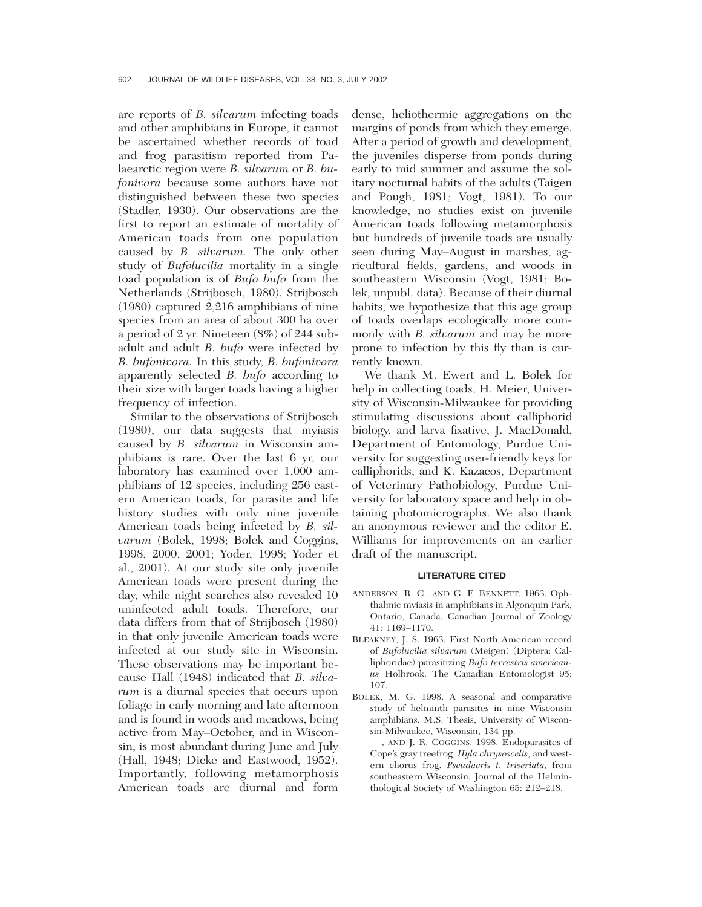are reports of *B. silvarum* infecting toads and other amphibians in Europe, it cannot be ascertained whether records of toad and frog parasitism reported from Palaearctic region were *B. silvarum* or *B. bufonivora* because some authors have not distinguished between these two species (Stadler, 1930). Our observations are the first to report an estimate of mortality of American toads from one population caused by *B. silvarum.* The only other study of *Bufolucilia* mortality in a single toad population is of *Bufo bufo* from the Netherlands (Strijbosch, 1980). Strijbosch (1980) captured 2,216 amphibians of nine species from an area of about 300 ha over a period of 2 yr. Nineteen (8%) of 244 subadult and adult *B. bufo* were infected by *B. bufonivora.* In this study, *B. bufonivora* apparently selected *B. bufo* according to their size with larger toads having a higher frequency of infection.

Similar to the observations of Strijbosch (1980), our data suggests that myiasis caused by *B. silvarum* in Wisconsin amphibians is rare. Over the last 6 yr, our laboratory has examined over 1,000 amphibians of 12 species, including 256 eastern American toads, for parasite and life history studies with only nine juvenile American toads being infected by *B. silvarum* (Bolek, 1998; Bolek and Coggins, 1998, 2000, 2001; Yoder, 1998; Yoder et al., 2001). At our study site only juvenile American toads were present during the day, while night searches also revealed 10 uninfected adult toads. Therefore, our data differs from that of Strijbosch (1980) in that only juvenile American toads were infected at our study site in Wisconsin. These observations may be important because Hall (1948) indicated that *B. silvarum* is a diurnal species that occurs upon foliage in early morning and late afternoon and is found in woods and meadows, being active from May–October, and in Wisconsin, is most abundant during June and July (Hall, 1948; Dicke and Eastwood, 1952). Importantly, following metamorphosis American toads are diurnal and form dense, heliothermic aggregations on the margins of ponds from which they emerge. After a period of growth and development, the juveniles disperse from ponds during early to mid summer and assume the solitary nocturnal habits of the adults (Taigen and Pough, 1981; Vogt, 1981). To our knowledge, no studies exist on juvenile American toads following metamorphosis but hundreds of juvenile toads are usually seen during May–August in marshes, agricultural fields, gardens, and woods in southeastern Wisconsin (Vogt, 1981; Bolek, unpubl. data). Because of their diurnal habits, we hypothesize that this age group of toads overlaps ecologically more commonly with *B. silvarum* and may be more prone to infection by this fly than is currently known.

We thank M. Ewert and L. Bolek for help in collecting toads, H. Meier, University of Wisconsin-Milwaukee for providing stimulating discussions about calliphorid biology, and larva fixative, J. MacDonald, Department of Entomology, Purdue University for suggesting user-friendly keys for calliphorids, and K. Kazacos, Department of Veterinary Pathobiology, Purdue University for laboratory space and help in obtaining photomicrographs. We also thank an anonymous reviewer and the editor E. Williams for improvements on an earlier draft of the manuscript.

## LITERATURE CITED

ANDERSON, R. C., AND G. F. BENNETT. 1963. Ophthalmic myiasis in amphibians in Algonquin Park, Ontario, Canada. Canadian Journal of Zoology 41: 1169–1170.

BLEAKNEY, J. S. 1963. First North American record of *Bufolucilia silvarum* (Meigen) (Diptera: Calliphoridae) parasitizing *Bufo terrestris americanus* Holbrook. The Canadian Entomologist 95: 107.

BOLEK, M. G. 1998. A seasonal and comparative study of helminth parasites in nine Wisconsin amphibians. M.S. Thesis, University of Wisconsin-Milwaukee, Wisconsin, 134 pp.

———, AND J. R. COGGINS. 1998. Endoparasites of Cope's gray treefrog, *Hyla chrysoscelis,* and western chorus frog, *Pseudacris t. triseriata,* from southeastern Wisconsin. Journal of the Helminthological Society of Washington 65: 212–218.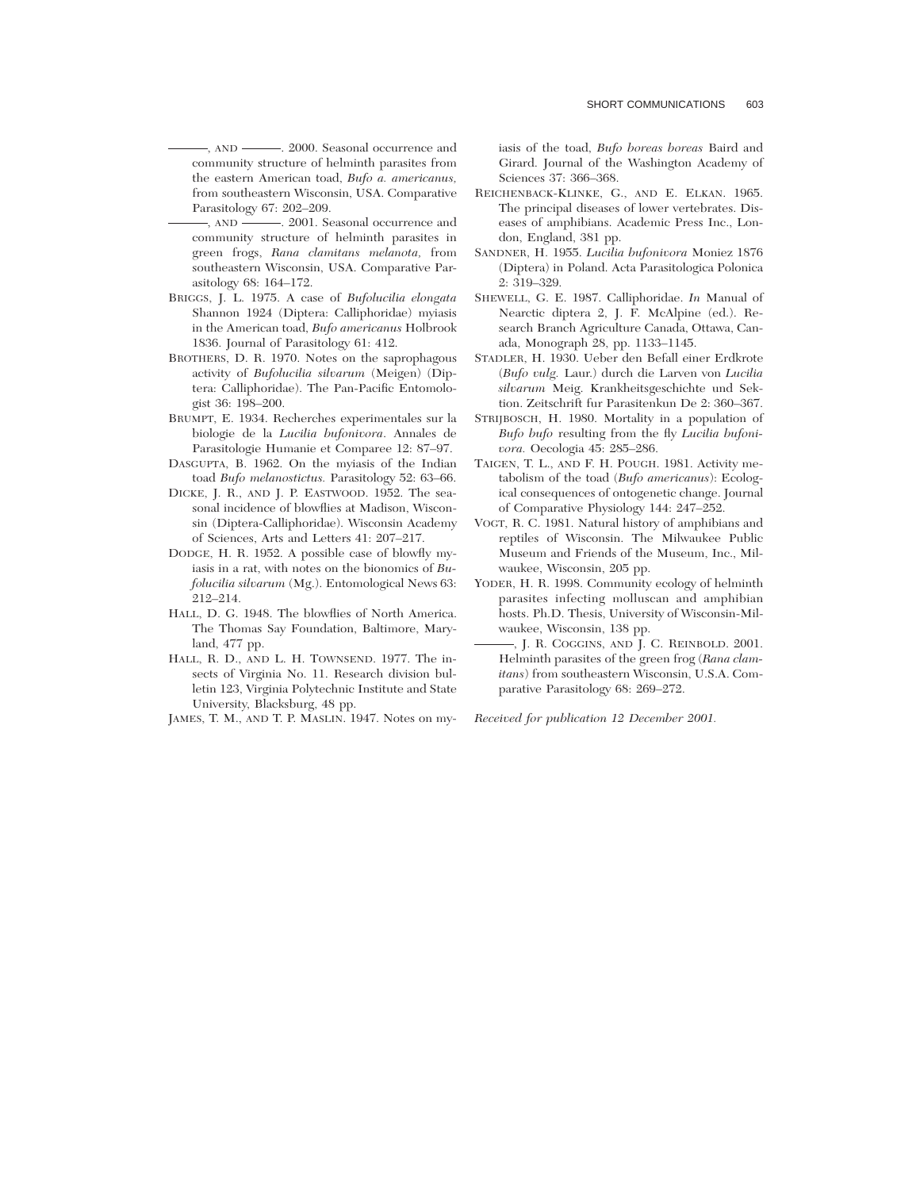———, AND ———. 2000. Seasonal occurrence and community structure of helminth parasites from the eastern American toad, *Bufo a. americanus,* from southeastern Wisconsin, USA. Comparative Parasitology 67: 202–209.

———, AND ———. 2001. Seasonal occurrence and community structure of helminth parasites in green frogs, *Rana clamitans melanota,* from southeastern Wisconsin, USA. Comparative Parasitology 68: 164–172.

BRIGGS, J. L. 1975. A case of *Bufolucilia elongata* Shannon 1924 (Diptera: Calliphoridae) myiasis in the American toad, *Bufo americanus* Holbrook 1836. Journal of Parasitology 61: 412.

BROTHERS, D. R. 1970. Notes on the saprophagous activity of *Bufolucilia silvarum* (Meigen) (Diptera: Calliphoridae). The Pan-Pacific Entomologist 36: 198–200.

BRUMPT, E. 1934. Recherches experimentales sur la biologie de la *Lucilia bufonivora*. Annales de Parasitologie Humanie et Comparee 12: 87–97.

DASGUPTA, B. 1962. On the myiasis of the Indian toad *Bufo melanostictus.* Parasitology 52: 63–66.

DICKE, J. R., AND J. P. EASTWOOD. 1952. The seasonal incidence of blowflies at Madison, Wisconsin (Diptera-Calliphoridae). Wisconsin Academy of Sciences, Arts and Letters 41: 207–217.

DODGE, H. R. 1952. A possible case of blowfly myiasis in a rat, with notes on the bionomics of *Bufolucilia silvarum* (Mg.). Entomological News 63: 212–214.

HALL, D. G. 1948. The blowflies of North America. The Thomas Say Foundation, Baltimore, Maryland, 477 pp.

HALL, R. D., AND L. H. TOWNSEND. 1977. The insects of Virginia No. 11. Research division bulletin 123, Virginia Polytechnic Institute and State University, Blacksburg, 48 pp.

JAMES, T. M., AND T. P. MASLIN. 1947. Notes on myiasis of the toad, *Bufo boreas boreas* Baird and Girard. Journal of the Washington Academy of Sciences 37: 366–368.

REICHENBACK-KLINKE, G., AND E. ELKAN. 1965. The principal diseases of lower vertebrates. Diseases of amphibians. Academic Press Inc., London, England, 381 pp.

SANDNER, H. 1955. *Lucilia bufonivora* Moniez 1876 (Diptera) in Poland. Acta Parasitologica Polonica 2: 319–329.

SHEWELL, G. E. 1987. Calliphoridae. *In* Manual of Nearctic diptera 2, J. F. McAlpine (ed.). Research Branch Agriculture Canada, Ottawa, Canada, Monograph 28, pp. 1133–1145.

STADLER, H. 1930. Ueber den Befall einer Erdkrote (*Bufo vulg.* Laur.) durch die Larven von *Lucilia silvarum* Meig. Krankheitsgeschichte und Sektion. Zeitschrift fur Parasitenkun De 2: 360–367.

STRIJBOSCH, H. 1980. Mortality in a population of *Bufo bufo* resulting from the fly *Lucilia bufonivora.* Oecologia 45: 285–286.

TAIGEN, T. L., AND F. H. POUGH. 1981. Activity metabolism of the toad (*Bufo americanus*): Ecological consequences of ontogenetic change. Journal of Comparative Physiology 144: 247–252.

VOGT, R. C. 1981. Natural history of amphibians and reptiles of Wisconsin. The Milwaukee Public Museum and Friends of the Museum, Inc., Milwaukee, Wisconsin, 205 pp.

YODER, H. R. 1998. Community ecology of helminth parasites infecting molluscan and amphibian hosts. Ph.D. Thesis, University of Wisconsin-Milwaukee, Wisconsin, 138 pp.

———, J. R. COGGINS, AND J. C. REINBOLD. 2001. Helminth parasites of the green frog (*Rana clamitans*) from southeastern Wisconsin, U.S.A. Comparative Parasitology 68: 269–272.

*Received for publication 12 December 2001.*